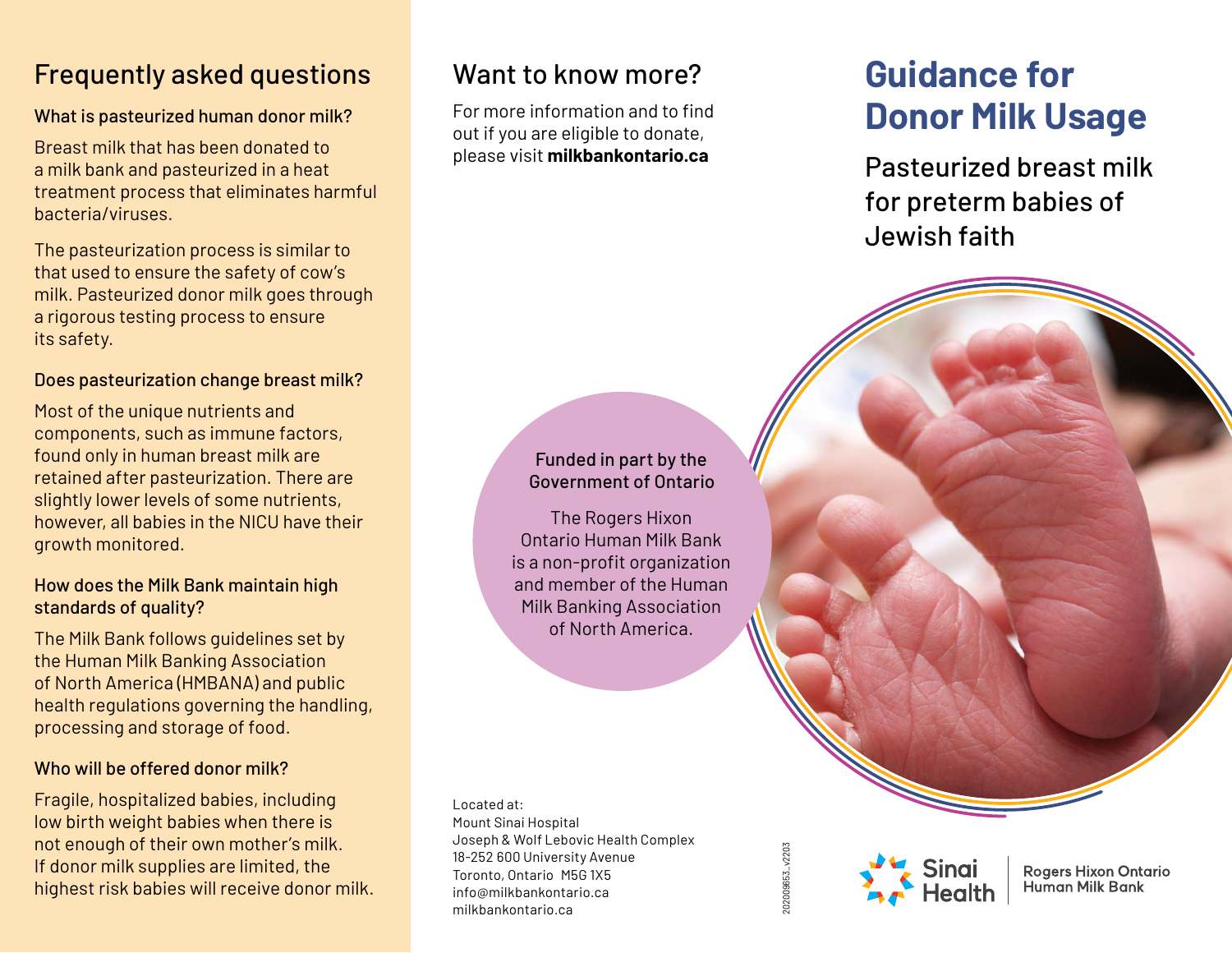# Guidance for Donor Milk Usage

## Pasteurized breast milk for preterm babies of Jewish faith

## Frequently asked questions

### What is pasteurized human donor milk?

Breast milk that has been donated to a milk bank and pasteurized in a heat treatment process that eliminates harmful bacteria/viruses.

The pasteurization process is similar to that used to ensure the safety of cow's milk. Pasteurized donor milk goes through a rigorous testing process to ensure its safety.

### Does pasteurization change breast milk?

Most of the unique nutrients and components, such as immune factors, found only in human breast milk are retained after pasteurization. There are slightly lower levels of some nutrients, however, all babies in the NICU have their growth monitored.

### How does the Milk Bank maintain high standards of quality?

The Milk Bank follows guidelines set by the Human Milk Banking Association of North America (HMBANA) and public health regulations governing the handling, processing and storage of food.

### Who will be offered donor milk?

Fragile, hospitalized babies, including low birth weight babies when there is not enough of their own mother's milk. If donor milk supplies are limited, the highest risk babies will receive donor milk.

## Want to know more?

For more information and to find out if you are eligible to donate, please visit **milkbankontario.ca**

**Funded in part by the Government of Ontario**

The Rogers Hixon Ontario Human Milk Bank is a non-profit organization and member of the Human Milk Banking Association of North America.

Located at:
Mount Sinai Hospital
Joseph & Wolf Lebovic Health Complex
18-252 600 University Avenue
Toronto, Ontario M5G 1X5
info@milkbankontario.ca
milkbankontario.ca

20200953_v2203

Sinai Health | Rogers Hixon Ontario Human Milk Bank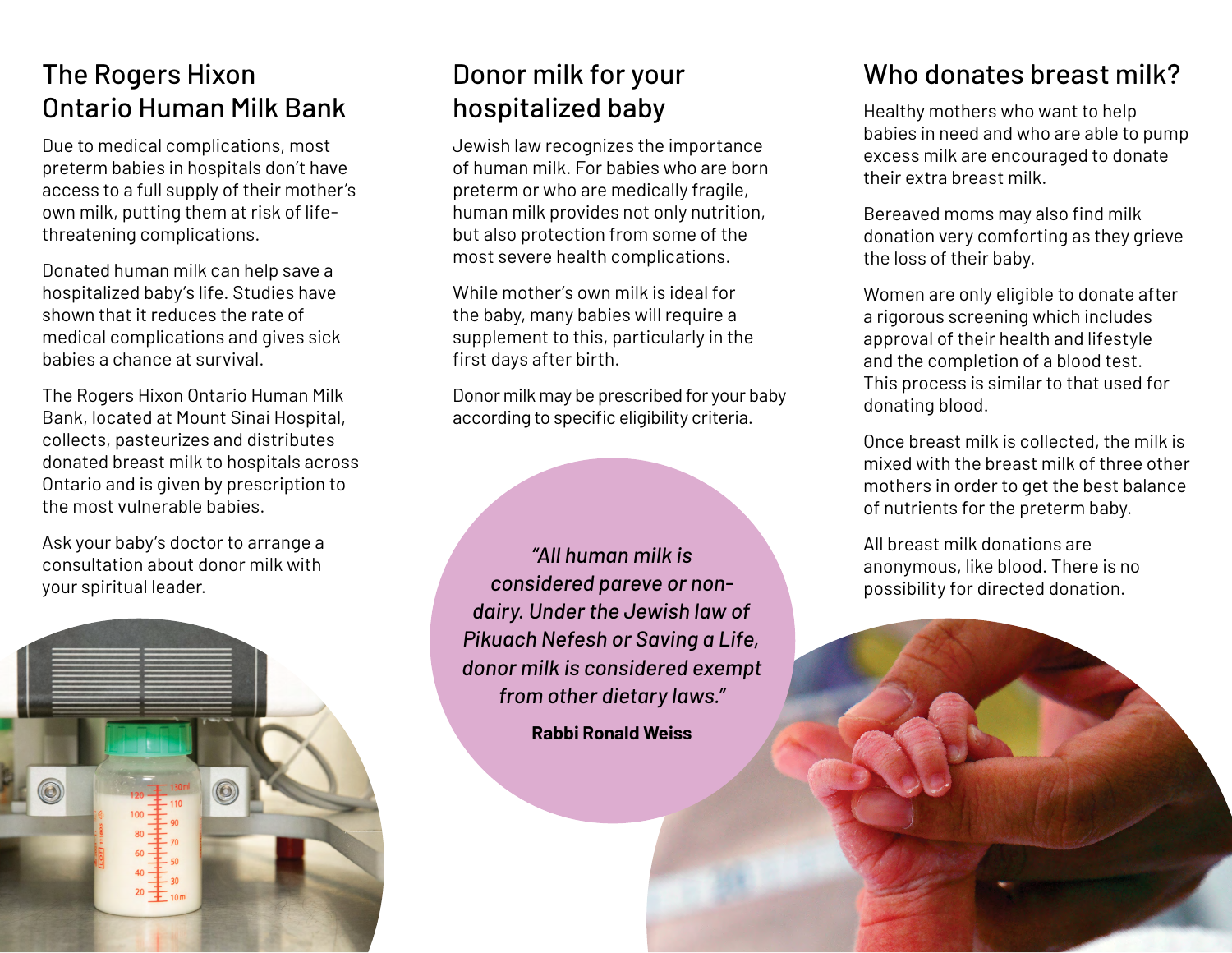## The Rogers Hixon Ontario Human Milk Bank

Due to medical complications, most preterm babies in hospitals don't have access to a full supply of their mother's own milk, putting them at risk of life-threatening complications.

Donated human milk can help save a hospitalized baby's life. Studies have shown that it reduces the rate of medical complications and gives sick babies a chance at survival.

The Rogers Hixon Ontario Human Milk Bank, located at Mount Sinai Hospital, collects, pasteurizes and distributes donated breast milk to hospitals across Ontario and is given by prescription to the most vulnerable babies.

Ask your baby's doctor to arrange a consultation about donor milk with your spiritual leader.

## Donor milk for your hospitalized baby

Jewish law recognizes the importance of human milk. For babies who are born preterm or who are medically fragile, human milk provides not only nutrition, but also protection from some of the most severe health complications.

While mother's own milk is ideal for the baby, many babies will require a supplement to this, particularly in the first days after birth.

Donor milk may be prescribed for your baby according to specific eligibility criteria.

*"All human milk is considered pareve or non-dairy. Under the Jewish law of Pikuach Nefesh or Saving a Life, donor milk is considered exempt from other dietary laws."*

**Rabbi Ronald Weiss**

## Who donates breast milk?

Healthy mothers who want to help babies in need and who are able to pump excess milk are encouraged to donate their extra breast milk.

Bereaved moms may also find milk donation very comforting as they grieve the loss of their baby.

Women are only eligible to donate after a rigorous screening which includes approval of their health and lifestyle and the completion of a blood test. This process is similar to that used for donating blood.

Once breast milk is collected, the milk is mixed with the breast milk of three other mothers in order to get the best balance of nutrients for the preterm baby.

All breast milk donations are anonymous, like blood. There is no possibility for directed donation.